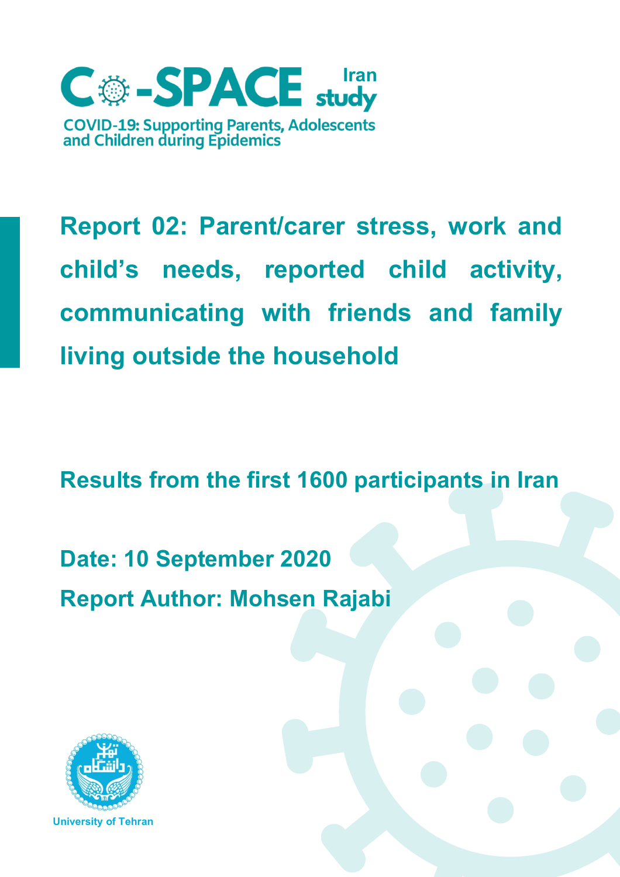# Co-SPACE Iran study

COVID-19: Supporting Parents, Adolescents and Children during Epidemics

## Report 02: Parent/carer stress, work and child's needs, reported child activity, communicating with friends and family living outside the household

**Results from the first 1600 participants in Iran**

**Date: 10 September 2020**

**Report Author: Mohsen Rajabi**

University of Tehran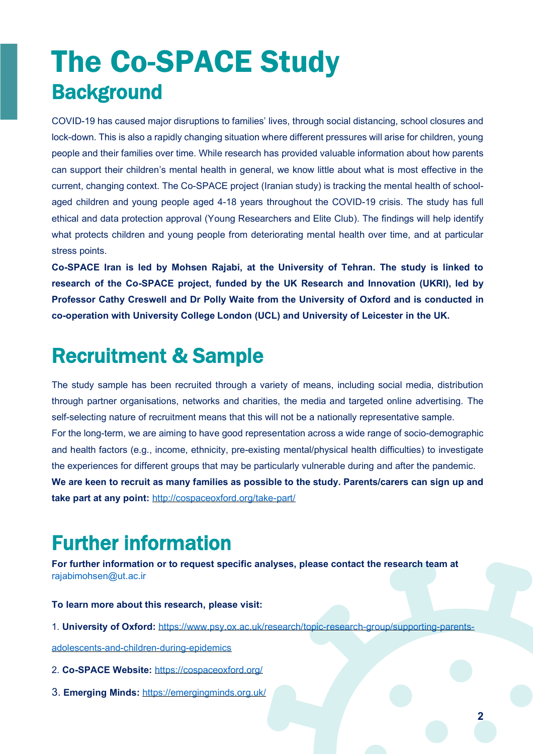# The Co-SPACE Study

## Background

COVID-19 has caused major disruptions to families' lives, through social distancing, school closures and lock-down. This is also a rapidly changing situation where different pressures will arise for children, young people and their families over time. While research has provided valuable information about how parents can support their children's mental health in general, we know little about what is most effective in the current, changing context. The Co-SPACE project (Iranian study) is tracking the mental health of school-aged children and young people aged 4-18 years throughout the COVID-19 crisis. The study has full ethical and data protection approval (Young Researchers and Elite Club). The findings will help identify what protects children and young people from deteriorating mental health over time, and at particular stress points.

**Co-SPACE Iran is led by Mohsen Rajabi, at the University of Tehran. The study is linked to research of the Co-SPACE project, funded by the UK Research and Innovation (UKRI), led by Professor Cathy Creswell and Dr Polly Waite from the University of Oxford and is conducted in co-operation with University College London (UCL) and University of Leicester in the UK.**

## Recruitment & Sample

The study sample has been recruited through a variety of means, including social media, distribution through partner organisations, networks and charities, the media and targeted online advertising. The self-selecting nature of recruitment means that this will not be a nationally representative sample.

For the long-term, we are aiming to have good representation across a wide range of socio-demographic and health factors (e.g., income, ethnicity, pre-existing mental/physical health difficulties) to investigate the experiences for different groups that may be particularly vulnerable during and after the pandemic.

**We are keen to recruit as many families as possible to the study. Parents/carers can sign up and take part at any point:** http://cospaceoxford.org/take-part/

## Further information

**For further information or to request specific analyses, please contact the research team at** rajabimohsen@ut.ac.ir

**To learn more about this research, please visit:**

1. **University of Oxford:** https://www.psy.ox.ac.uk/research/topic-research-group/supporting-parents-adolescents-and-children-during-epidemics
2. **Co-SPACE Website:** https://cospaceoxford.org/
3. **Emerging Minds:** https://emergingminds.org.uk/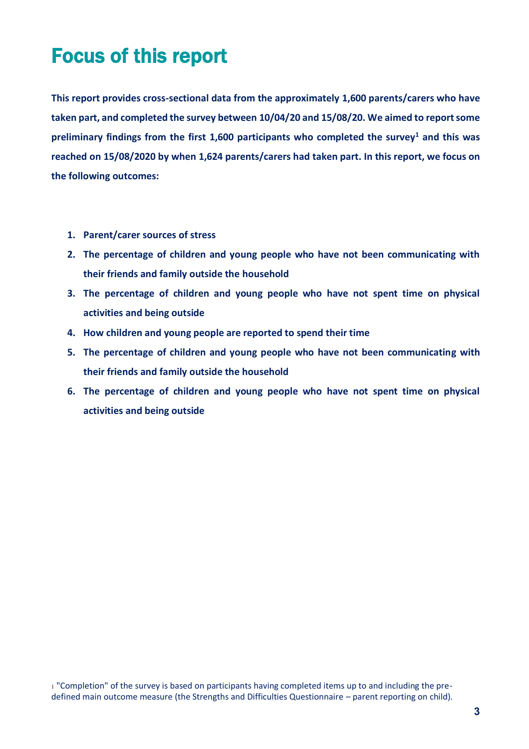# Focus of this report

**This report provides cross-sectional data from the approximately 1,600 parents/carers who have taken part, and completed the survey between 10/04/20 and 15/08/20. We aimed to report some preliminary findings from the first 1,600 participants who completed the survey[1] and this was reached on 15/08/2020 by when 1,624 parents/carers had taken part. In this report, we focus on the following outcomes:**

1. **Parent/carer sources of stress**
2. **The percentage of children and young people who have not been communicating with their friends and family outside the household**
3. **The percentage of children and young people who have not spent time on physical activities and being outside**
4. **How children and young people are reported to spend their time**
5. **The percentage of children and young people who have not been communicating with their friends and family outside the household**
6. **The percentage of children and young people who have not spent time on physical activities and being outside**

[1] "Completion" of the survey is based on participants having completed items up to and including the pre-defined main outcome measure (the Strengths and Difficulties Questionnaire – parent reporting on child).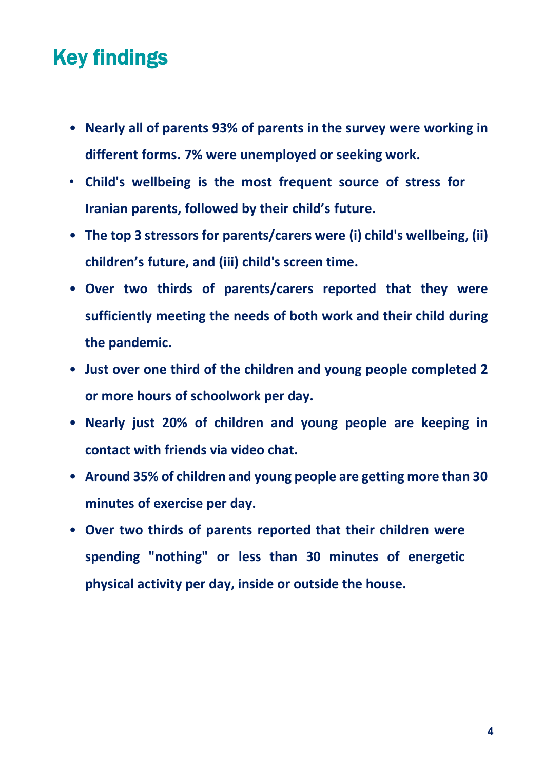## Key findings

- **Nearly all of parents 93% of parents in the survey were working in different forms. 7% were unemployed or seeking work.**
- **Child's wellbeing is the most frequent source of stress for Iranian parents, followed by their child's future.**
- **The top 3 stressors for parents/carers were (i) child's wellbeing, (ii) children's future, and (iii) child's screen time.**
- **Over two thirds of parents/carers reported that they were sufficiently meeting the needs of both work and their child during the pandemic.**
- **Just over one third of the children and young people completed 2 or more hours of schoolwork per day.**
- **Nearly just 20% of children and young people are keeping in contact with friends via video chat.**
- **Around 35% of children and young people are getting more than 30 minutes of exercise per day.**
- **Over two thirds of parents reported that their children were spending "nothing" or less than 30 minutes of energetic physical activity per day, inside or outside the house.**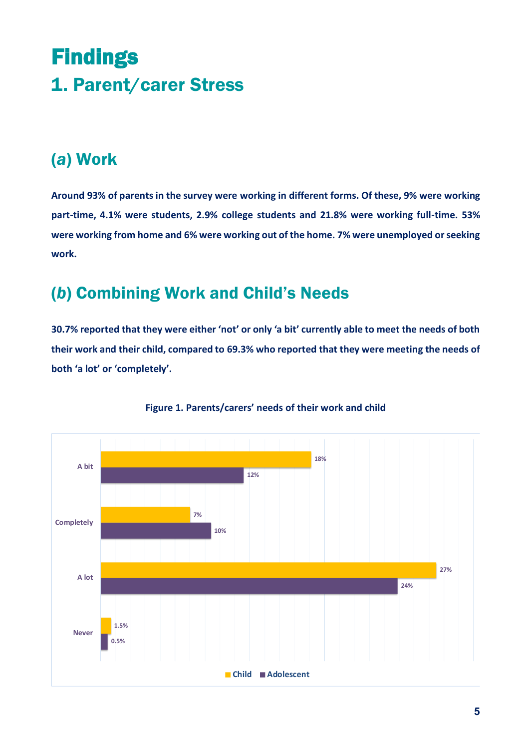# Findings

## 1. Parent/carer Stress

### (*a*) Work

**Around 93% of parents in the survey were working in different forms. Of these, 9% were working part-time, 4.1% were students, 2.9% college students and 21.8% were working full-time. 53% were working from home and 6% were working out of the home. 7% were unemployed or seeking work.**

### (*b*) Combining Work and Child's Needs

**30.7% reported that they were either 'not' or only 'a bit' currently able to meet the needs of both their work and their child, compared to 69.3% who reported that they were meeting the needs of both 'a lot' or 'completely'.**

**Figure 1. Parents/carers' needs of their work and child**

| | Child | Adolescent |
|---|---|---|
| A bit | 18% | 12% |
| Completely | 7% | 10% |
| A lot | 27% | 24% |
| Never | 1.5% | 0.5% |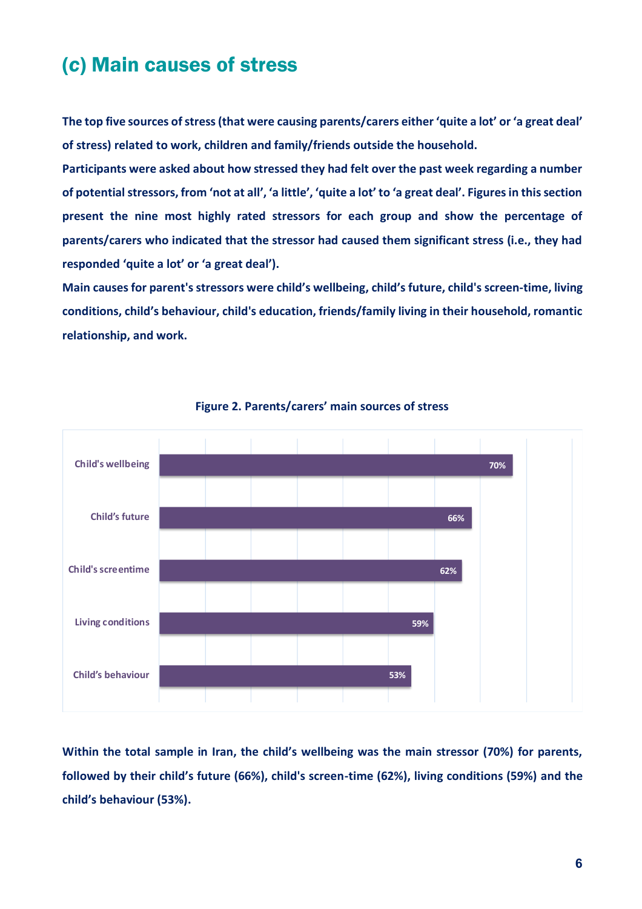## (c) Main causes of stress

**The top five sources of stress (that were causing parents/carers either 'quite a lot' or 'a great deal' of stress) related to work, children and family/friends outside the household.**

**Participants were asked about how stressed they had felt over the past week regarding a number of potential stressors, from 'not at all', 'a little', 'quite a lot' to 'a great deal'. Figures in this section present the nine most highly rated stressors for each group and show the percentage of parents/carers who indicated that the stressor had caused them significant stress (i.e., they had responded 'quite a lot' or 'a great deal').**

**Main causes for parent's stressors were child's wellbeing, child's future, child's screen-time, living conditions, child's behaviour, child's education, friends/family living in their household, romantic relationship, and work.**

**Figure 2. Parents/carers' main sources of stress**

| Source of stress | Percentage |
|---|---|
| Child's wellbeing | 70% |
| Child's future | 66% |
| Child's screentime | 62% |
| Living conditions | 59% |
| Child's behaviour | 53% |

**Within the total sample in Iran, the child's wellbeing was the main stressor (70%) for parents, followed by their child's future (66%), child's screen-time (62%), living conditions (59%) and the child's behaviour (53%).**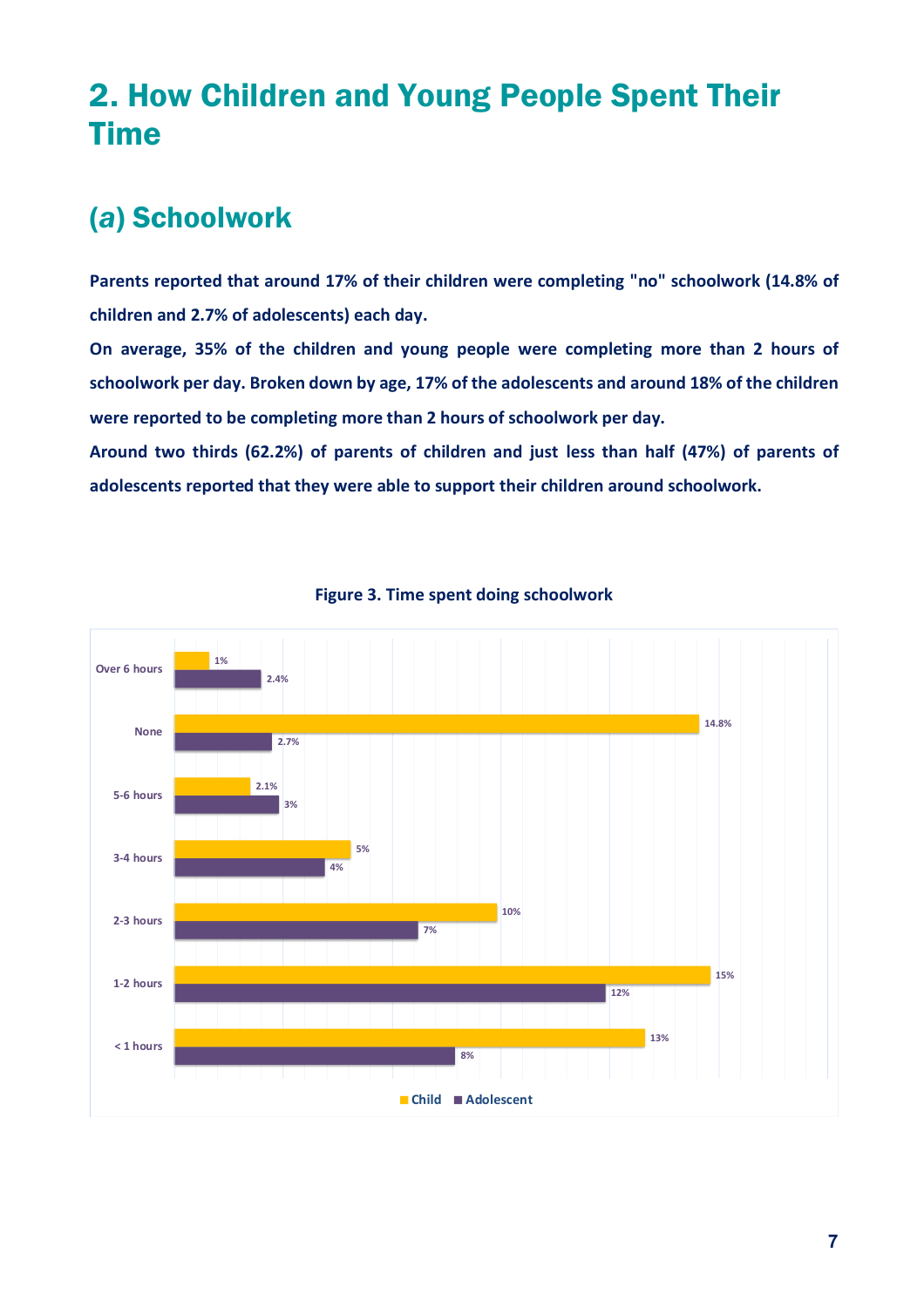# 2. How Children and Young People Spent Their Time

## (*a*) Schoolwork

**Parents reported that around 17% of their children were completing "no" schoolwork (14.8% of children and 2.7% of adolescents) each day.**

**On average, 35% of the children and young people were completing more than 2 hours of schoolwork per day. Broken down by age, 17% of the adolescents and around 18% of the children were reported to be completing more than 2 hours of schoolwork per day.**

**Around two thirds (62.2%) of parents of children and just less than half (47%) of parents of adolescents reported that they were able to support their children around schoolwork.**

**Figure 3. Time spent doing schoolwork**

| | Child | Adolescent |
|---|---|---|
| Over 6 hours | 1% | 2.4% |
| None | 14.8% | 2.7% |
| 5-6 hours | 2.1% | 3% |
| 3-4 hours | 5% | 4% |
| 2-3 hours | 10% | 7% |
| 1-2 hours | 15% | 12% |
| < 1 hours | 13% | 8% |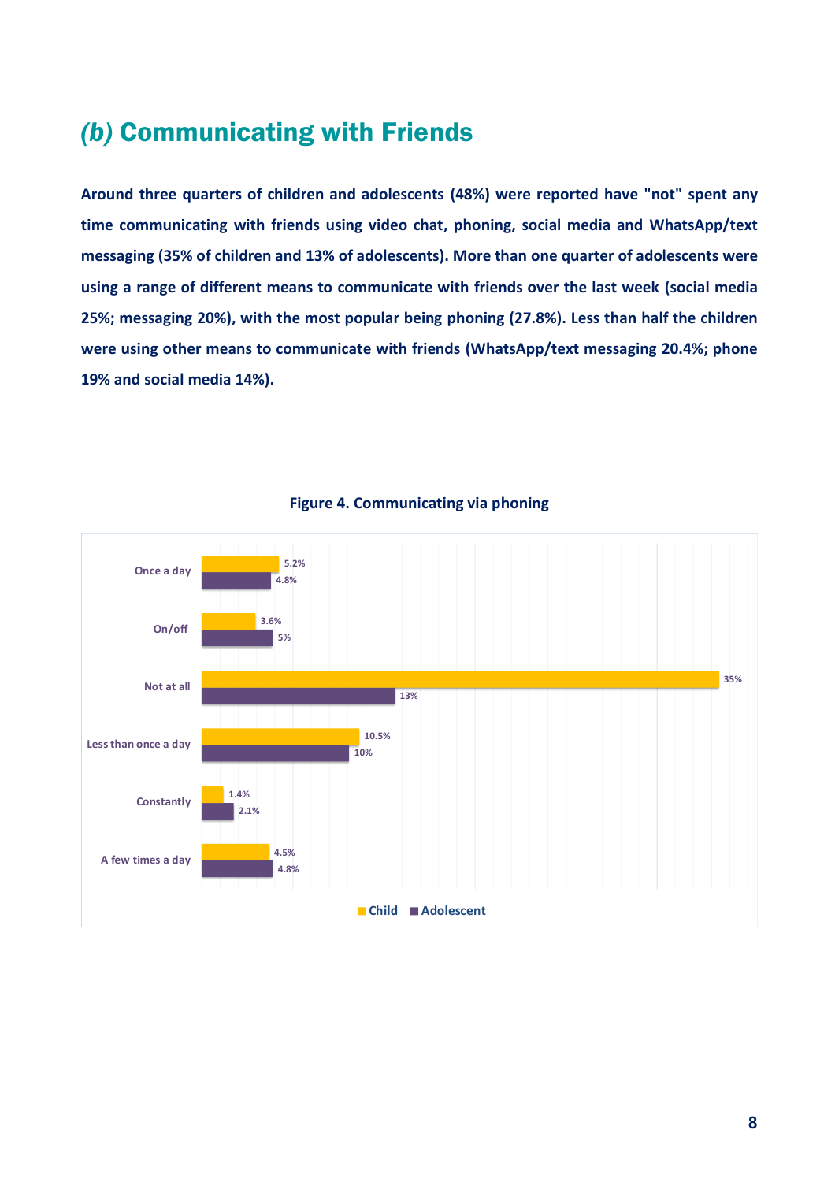## *(b)* Communicating with Friends

**Around three quarters of children and adolescents (48%) were reported have "not" spent any time communicating with friends using video chat, phoning, social media and WhatsApp/text messaging (35% of children and 13% of adolescents). More than one quarter of adolescents were using a range of different means to communicate with friends over the last week (social media 25%; messaging 20%), with the most popular being phoning (27.8%). Less than half the children were using other means to communicate with friends (WhatsApp/text messaging 20.4%; phone 19% and social media 14%).**

**Figure 4. Communicating via phoning**

| | Child | Adolescent |
|---|---|---|
| Once a day | 5.2% | 4.8% |
| On/off | 3.6% | 5% |
| Not at all | 35% | 13% |
| Less than once a day | 10.5% | 10% |
| Constantly | 1.4% | 2.1% |
| A few times a day | 4.5% | 4.8% |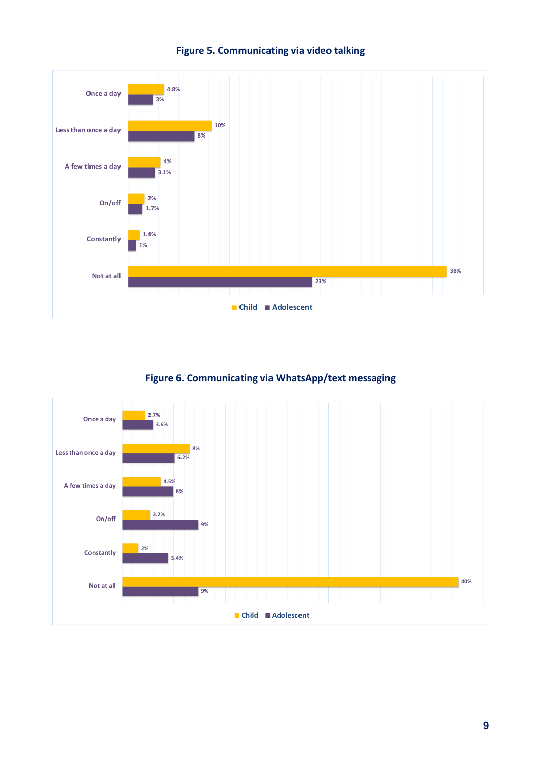**Figure 5. Communicating via video talking**

| | Child | Adolescent |
|---|---|---|
| Once a day | 4.8% | 3% |
| Less than once a day | 10% | 8% |
| A few times a day | 4% | 3.1% |
| On/off | 2% | 1.7% |
| Constantly | 1.4% | 1% |
| Not at all | 38% | 23% |

**Figure 6. Communicating via WhatsApp/text messaging**

| | Child | Adolescent |
|---|---|---|
| Once a day | 2.7% | 3.6% |
| Less than once a day | 8% | 6.2% |
| A few times a day | 4.5% | 6% |
| On/off | 3.2% | 9% |
| Constantly | 2% | 5.4% |
| Not at all | 40% | 9% |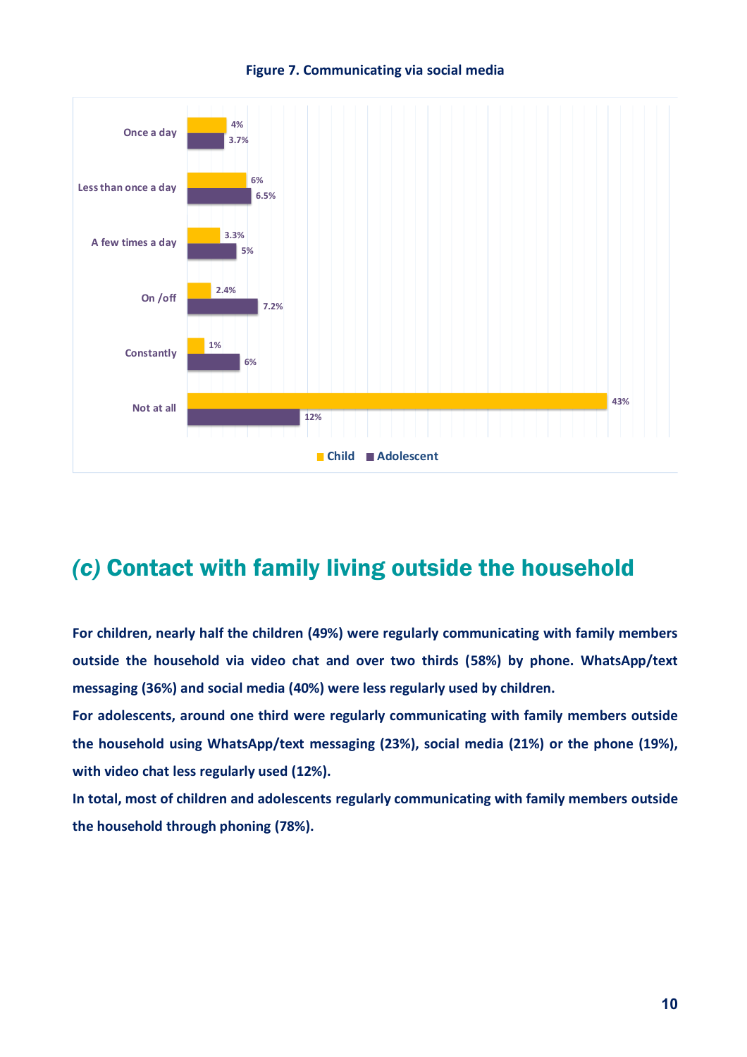**Figure 7. Communicating via social media**

| | Child | Adolescent |
|---|---|---|
| Once a day | 4% | 3.7% |
| Less than once a day | 6% | 6.5% |
| A few times a day | 3.3% | 5% |
| On /off | 2.4% | 7.2% |
| Constantly | 1% | 6% |
| Not at all | 43% | 12% |

## *(c)* Contact with family living outside the household

**For children, nearly half the children (49%) were regularly communicating with family members outside the household via video chat and over two thirds (58%) by phone. WhatsApp/text messaging (36%) and social media (40%) were less regularly used by children.**

**For adolescents, around one third were regularly communicating with family members outside the household using WhatsApp/text messaging (23%), social media (21%) or the phone (19%), with video chat less regularly used (12%).**

**In total, most of children and adolescents regularly communicating with family members outside the household through phoning (78%).**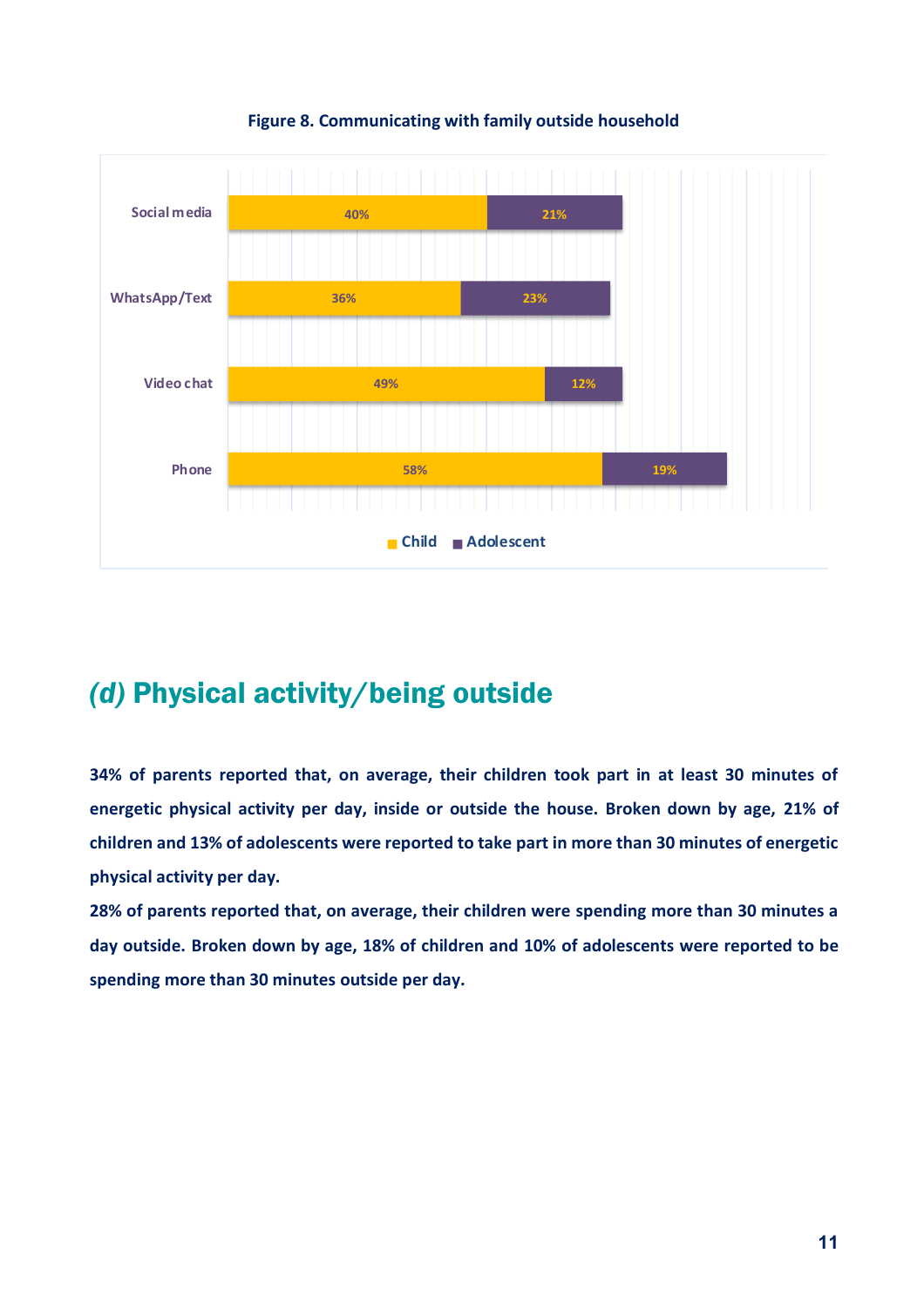**Figure 8. Communicating with family outside household**

| | Child | Adolescent |
|---|---|---|
| Social media | 40% | 21% |
| WhatsApp/Text | 36% | 23% |
| Video chat | 49% | 12% |
| Phone | 58% | 19% |

## *(d)* Physical activity/being outside

**34% of parents reported that, on average, their children took part in at least 30 minutes of energetic physical activity per day, inside or outside the house. Broken down by age, 21% of children and 13% of adolescents were reported to take part in more than 30 minutes of energetic physical activity per day.**

**28% of parents reported that, on average, their children were spending more than 30 minutes a day outside. Broken down by age, 18% of children and 10% of adolescents were reported to be spending more than 30 minutes outside per day.**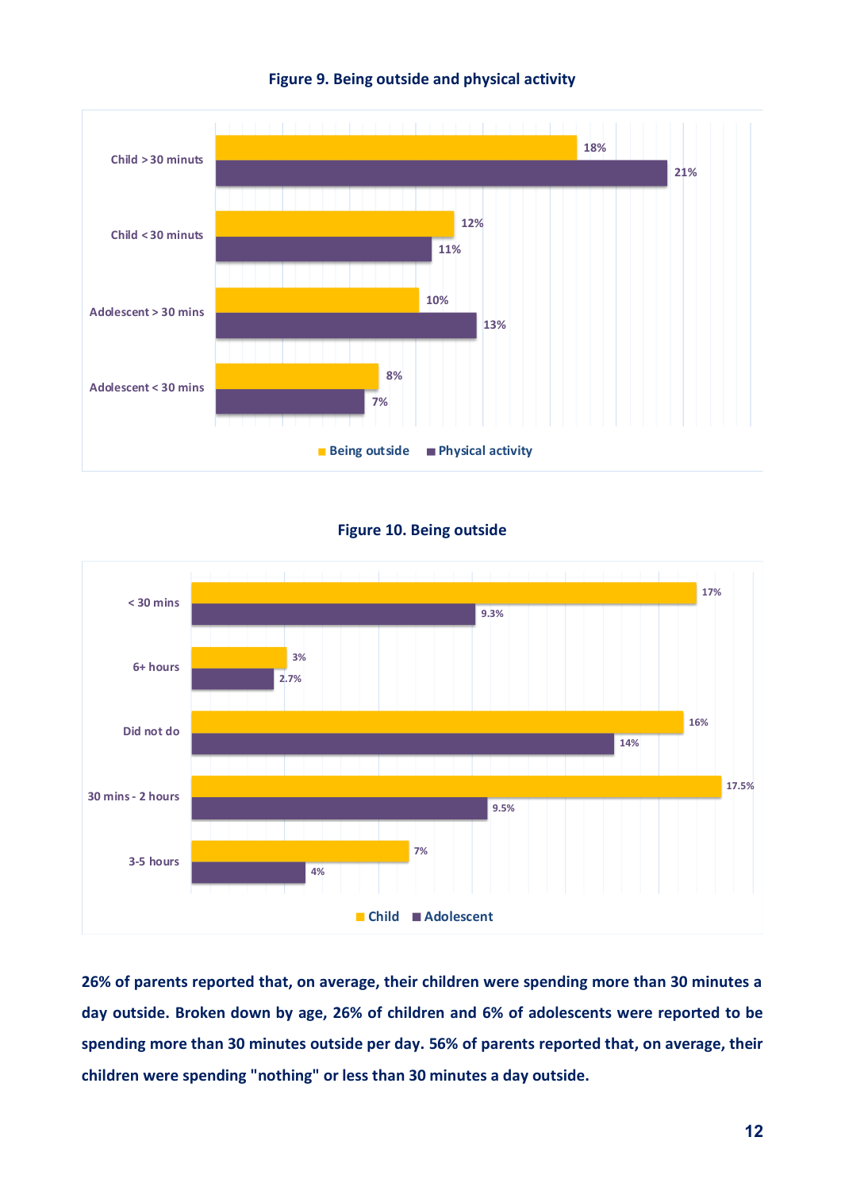**Figure 9. Being outside and physical activity**

| | Being outside | Physical activity |
|---|---|---|
| Child > 30 minuts | 18% | 21% |
| Child < 30 minuts | 12% | 11% |
| Adolescent > 30 mins | 10% | 13% |
| Adolescent < 30 mins | 8% | 7% |

**Figure 10. Being outside**

| | Child | Adolescent |
|---|---|---|
| < 30 mins | 17% | 9.3% |
| 6+ hours | 3% | 2.7% |
| Did not do | 16% | 14% |
| 30 mins - 2 hours | 17.5% | 9.5% |
| 3-5 hours | 7% | 4% |

**26% of parents reported that, on average, their children were spending more than 30 minutes a day outside. Broken down by age, 26% of children and 6% of adolescents were reported to be spending more than 30 minutes outside per day. 56% of parents reported that, on average, their children were spending "nothing" or less than 30 minutes a day outside.**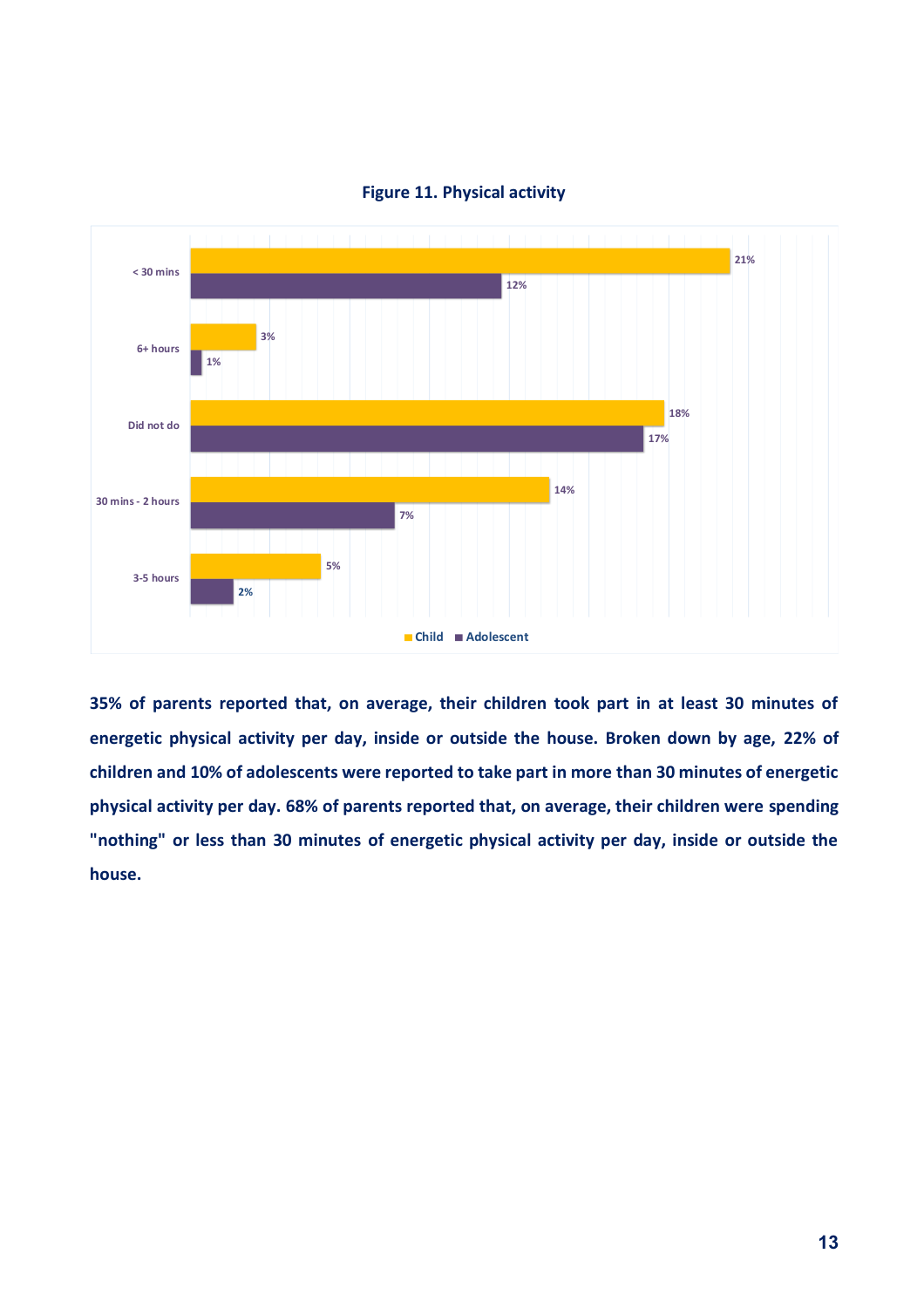**Figure 11. Physical activity**

| | Child | Adolescent |
|---|---|---|
| < 30 mins | 21% | 12% |
| 6+ hours | 3% | 1% |
| Did not do | 18% | 17% |
| 30 mins - 2 hours | 14% | 7% |
| 3-5 hours | 5% | 2% |

**35% of parents reported that, on average, their children took part in at least 30 minutes of energetic physical activity per day, inside or outside the house. Broken down by age, 22% of children and 10% of adolescents were reported to take part in more than 30 minutes of energetic physical activity per day. 68% of parents reported that, on average, their children were spending "nothing" or less than 30 minutes of energetic physical activity per day, inside or outside the house.**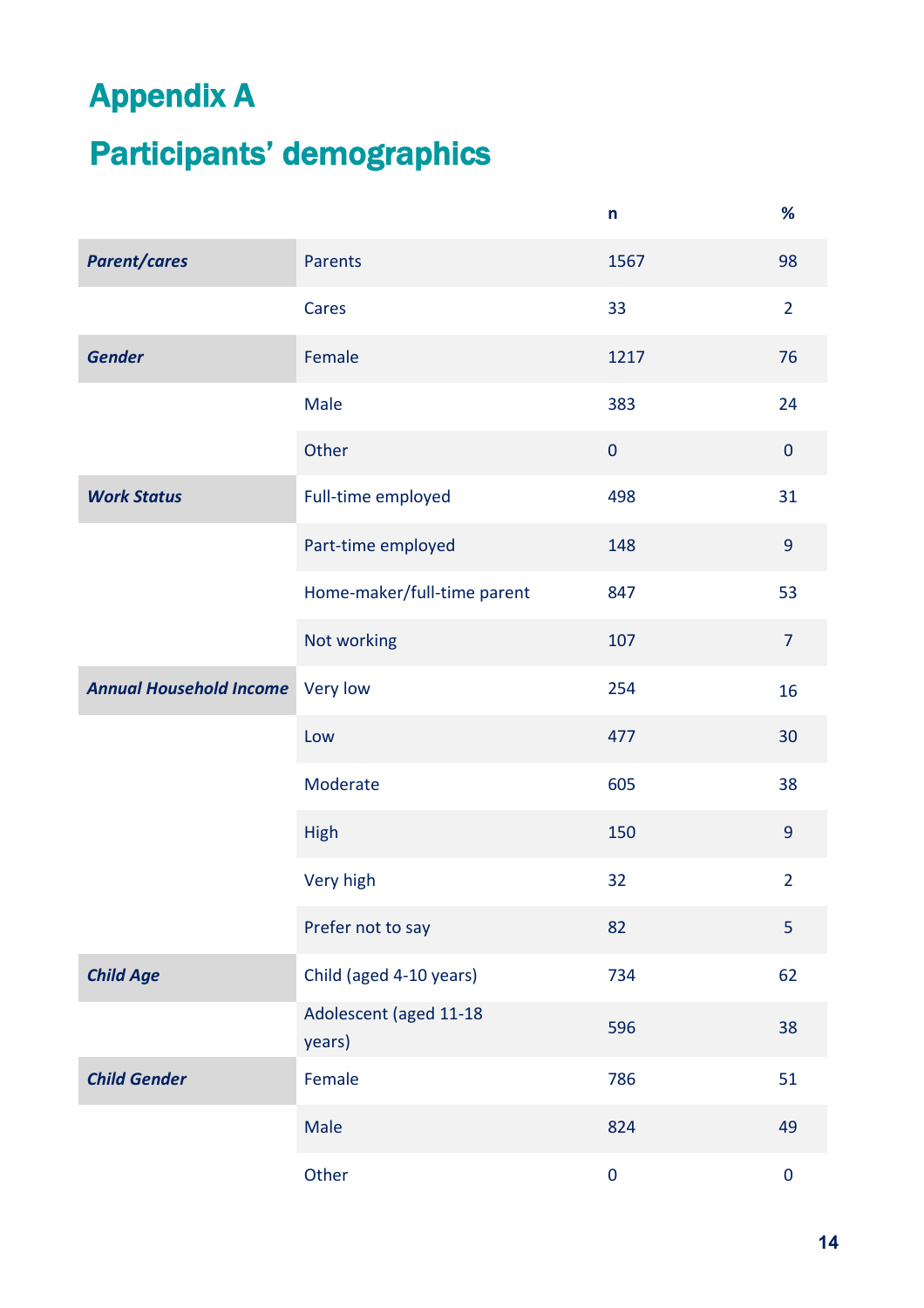# Appendix A

# Participants' demographics

| | | n | % |
|---|---|---|---|
| ***Parent/cares*** | Parents | 1567 | 98 |
| | Cares | 33 | 2 |
| ***Gender*** | Female | 1217 | 76 |
| | Male | 383 | 24 |
| | Other | 0 | 0 |
| ***Work Status*** | Full-time employed | 498 | 31 |
| | Part-time employed | 148 | 9 |
| | Home-maker/full-time parent | 847 | 53 |
| | Not working | 107 | 7 |
| ***Annual Household Income*** | Very low | 254 | 16 |
| | Low | 477 | 30 |
| | Moderate | 605 | 38 |
| | High | 150 | 9 |
| | Very high | 32 | 2 |
| | Prefer not to say | 82 | 5 |
| ***Child Age*** | Child (aged 4-10 years) | 734 | 62 |
| | Adolescent (aged 11-18 years) | 596 | 38 |
| ***Child Gender*** | Female | 786 | 51 |
| | Male | 824 | 49 |
| | Other | 0 | 0 |